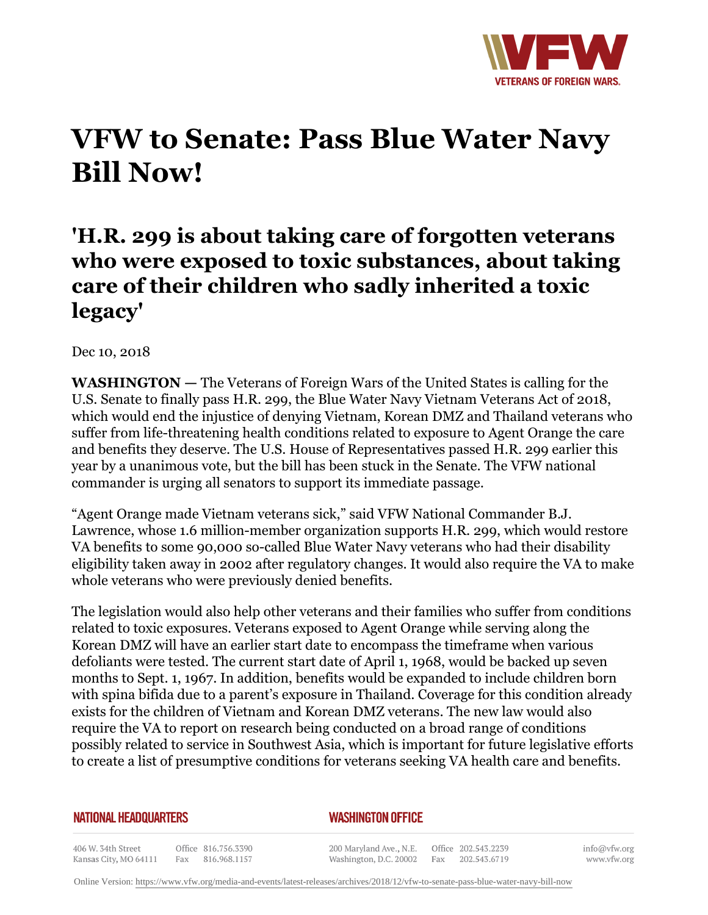# VFW to Senate: Pass Blue Water Navy Bill Now!

## 'H.R. 299 is about taking care of forgotten veterans who were exposed to toxic substances, about taking care of their children who sadly inherited a toxic legacy'

Dec 10, 2018

**WASHINGTON —** The Veterans of Foreign Wars of the United States is calling for the U.S. Senate to finally pass H.R. 299, the Blue Water Navy Vietnam Veterans Act of 2018, which would end the injustice of denying Vietnam, Korean DMZ and Thailand veterans who suffer from life-threatening health conditions related to exposure to Agent Orange the care and benefits they deserve. The U.S. House of Representatives passed H.R. 299 earlier this year by a unanimous vote, but the bill has been stuck in the Senate. The VFW national commander is urging all senators to support its immediate passage.

"Agent Orange made Vietnam veterans sick," said VFW National Commander B.J. Lawrence, whose 1.6 million-member organization supports H.R. 299, which would restore VA benefits to some 90,000 so-called Blue Water Navy veterans who had their disability eligibility taken away in 2002 after regulatory changes. It would also require the VA to make whole veterans who were previously denied benefits.

The legislation would also help other veterans and their families who suffer from conditions related to toxic exposures. Veterans exposed to Agent Orange while serving along the Korean DMZ will have an earlier start date to encompass the timeframe when various defoliants were tested. The current start date of April 1, 1968, would be backed up seven months to Sept. 1, 1967. In addition, benefits would be expanded to include children born with spina bifida due to a parent's exposure in Thailand. Coverage for this condition already exists for the children of Vietnam and Korean DMZ veterans. The new law would also require the VA to report on research being conducted on a broad range of conditions possibly related to service in Southwest Asia, which is important for future legislative efforts to create a list of presumptive conditions for veterans seeking VA health care and benefits.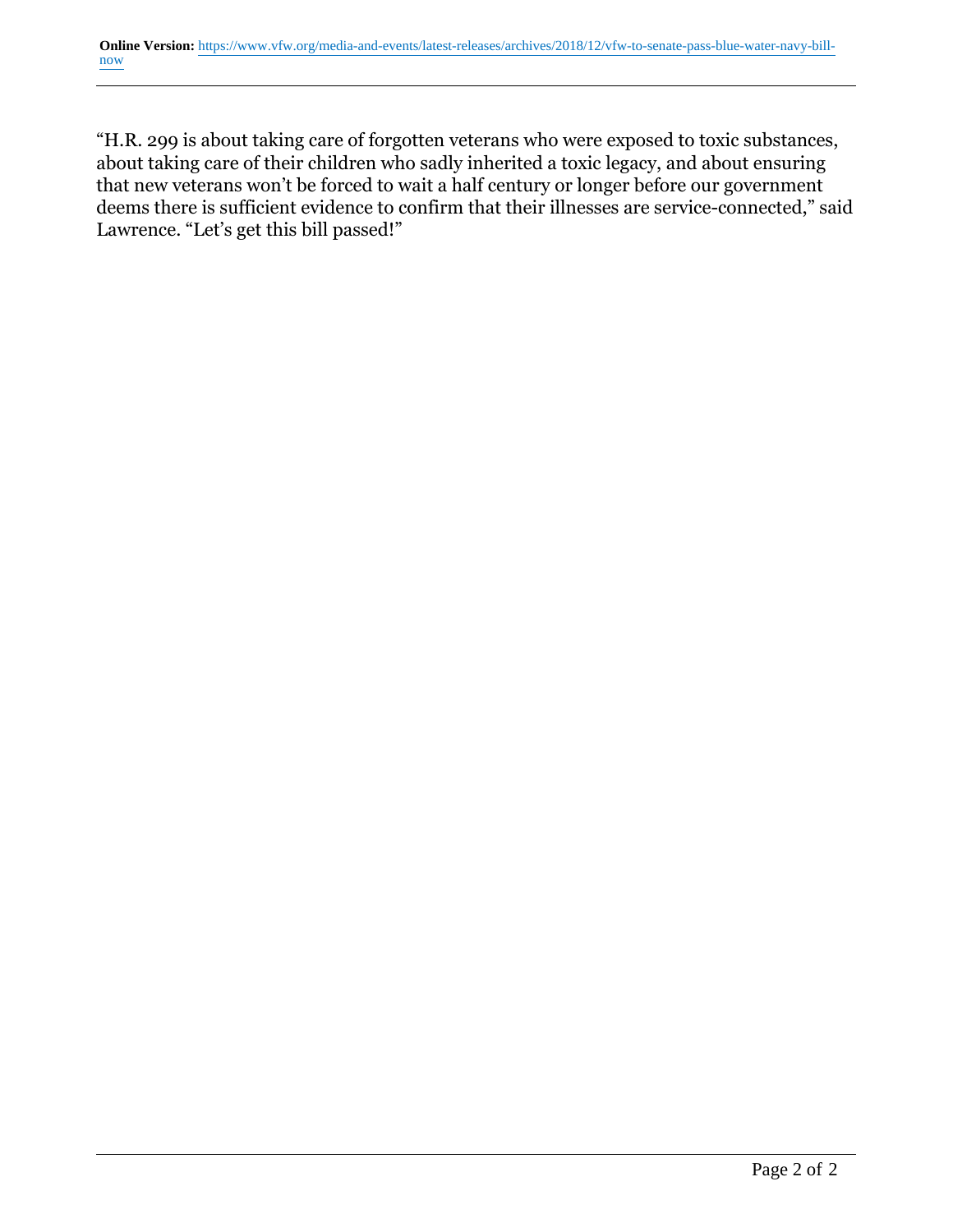"H.R. 299 is about taking care of forgotten veterans who were exposed to toxic substances, about taking care of their children who sadly inherited a toxic legacy, and about ensuring that new veterans won't be forced to wait a half century or longer before our government deems there is sufficient evidence to confirm that their illnesses are service-connected," said Lawrence. "Let's get this bill passed!"